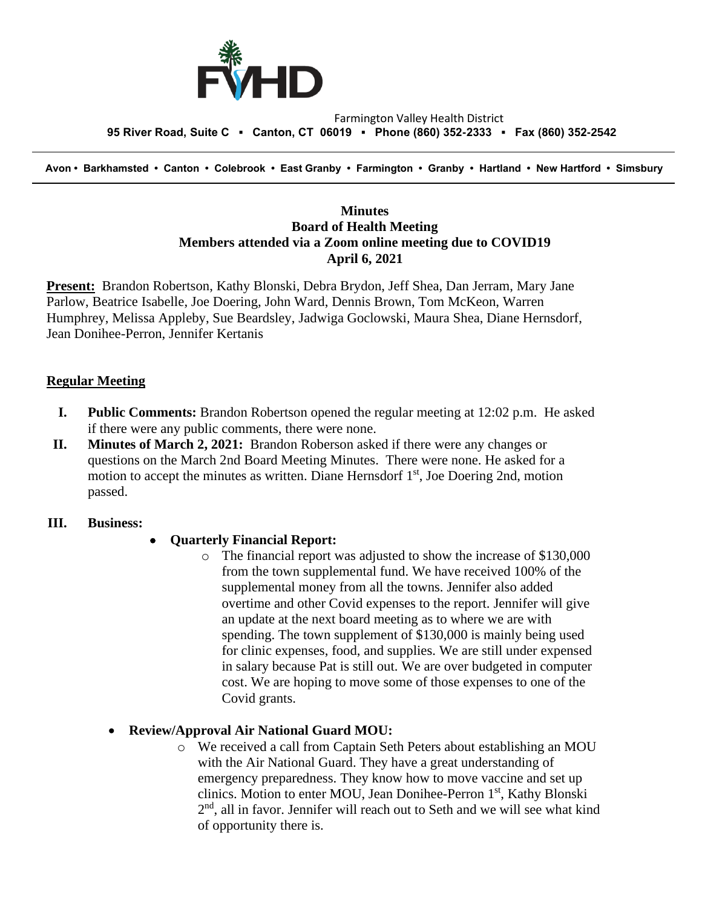Farmington Valley Health District

**95 River Road, Suite C ▪ Canton, CT 06019 ▪ Phone (860) 352-2333 ▪ Fax (860) 352-2542**

**Avon • Barkhamsted • Canton • Colebrook • East Granby • Farmington • Granby • Hartland • New Hartford • Simsbury**

**Minutes**
**Board of Health Meeting**
**Members attended via a Zoom online meeting due to COVID19**
**April 6, 2021**

**Present:** Brandon Robertson, Kathy Blonski, Debra Brydon, Jeff Shea, Dan Jerram, Mary Jane Parlow, Beatrice Isabelle, Joe Doering, John Ward, Dennis Brown, Tom McKeon, Warren Humphrey, Melissa Appleby, Sue Beardsley, Jadwiga Goclowski, Maura Shea, Diane Hernsdorf, Jean Donihee-Perron, Jennifer Kertanis

**Regular Meeting**

I. **Public Comments:** Brandon Robertson opened the regular meeting at 12:02 p.m. He asked if there were any public comments, there were none.

II. **Minutes of March 2, 2021:** Brandon Roberson asked if there were any changes or questions on the March 2nd Board Meeting Minutes. There were none. He asked for a motion to accept the minutes as written. Diane Hernsdorf 1st, Joe Doering 2nd, motion passed.

III. **Business:**

- **Quarterly Financial Report:**
  - The financial report was adjusted to show the increase of $130,000 from the town supplemental fund. We have received 100% of the supplemental money from all the towns. Jennifer also added overtime and other Covid expenses to the report. Jennifer will give an update at the next board meeting as to where we are with spending. The town supplement of $130,000 is mainly being used for clinic expenses, food, and supplies. We are still under expensed in salary because Pat is still out. We are over budgeted in computer cost. We are hoping to move some of those expenses to one of the Covid grants.

- **Review/Approval Air National Guard MOU:**
  - We received a call from Captain Seth Peters about establishing an MOU with the Air National Guard. They have a great understanding of emergency preparedness. They know how to move vaccine and set up clinics. Motion to enter MOU, Jean Donihee-Perron 1st, Kathy Blonski 2nd, all in favor. Jennifer will reach out to Seth and we will see what kind of opportunity there is.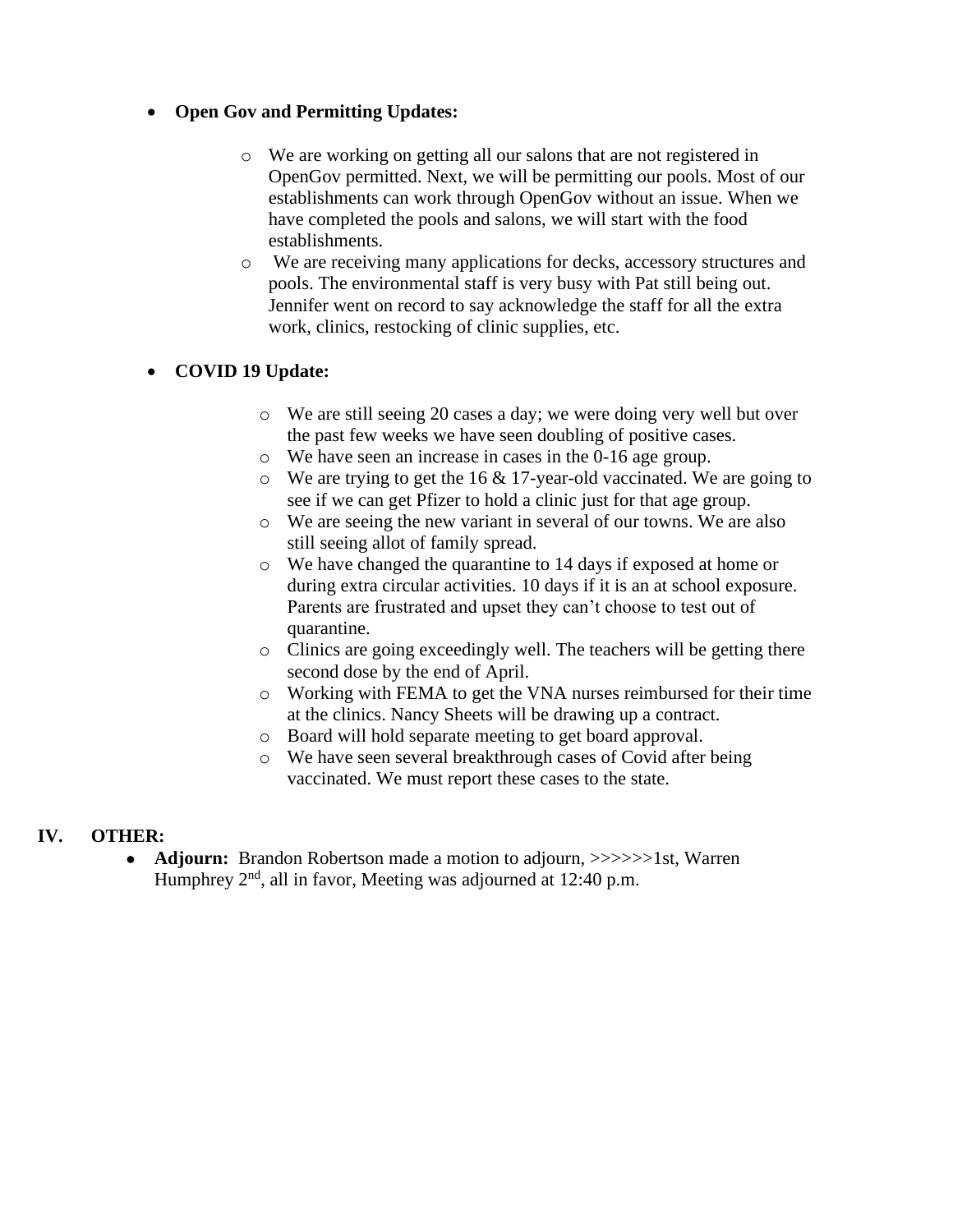- **Open Gov and Permitting Updates:**
  - We are working on getting all our salons that are not registered in OpenGov permitted. Next, we will be permitting our pools. Most of our establishments can work through OpenGov without an issue. When we have completed the pools and salons, we will start with the food establishments.
  - We are receiving many applications for decks, accessory structures and pools. The environmental staff is very busy with Pat still being out. Jennifer went on record to say acknowledge the staff for all the extra work, clinics, restocking of clinic supplies, etc.

- **COVID 19 Update:**
  - We are still seeing 20 cases a day; we were doing very well but over the past few weeks we have seen doubling of positive cases.
  - We have seen an increase in cases in the 0-16 age group.
  - We are trying to get the 16 & 17-year-old vaccinated. We are going to see if we can get Pfizer to hold a clinic just for that age group.
  - We are seeing the new variant in several of our towns. We are also still seeing allot of family spread.
  - We have changed the quarantine to 14 days if exposed at home or during extra circular activities. 10 days if it is an at school exposure. Parents are frustrated and upset they can't choose to test out of quarantine.
  - Clinics are going exceedingly well. The teachers will be getting there second dose by the end of April.
  - Working with FEMA to get the VNA nurses reimbursed for their time at the clinics. Nancy Sheets will be drawing up a contract.
  - Board will hold separate meeting to get board approval.
  - We have seen several breakthrough cases of Covid after being vaccinated. We must report these cases to the state.

## IV. OTHER:

- **Adjourn:** Brandon Robertson made a motion to adjourn, >>>>>>1st, Warren Humphrey 2nd, all in favor, Meeting was adjourned at 12:40 p.m.